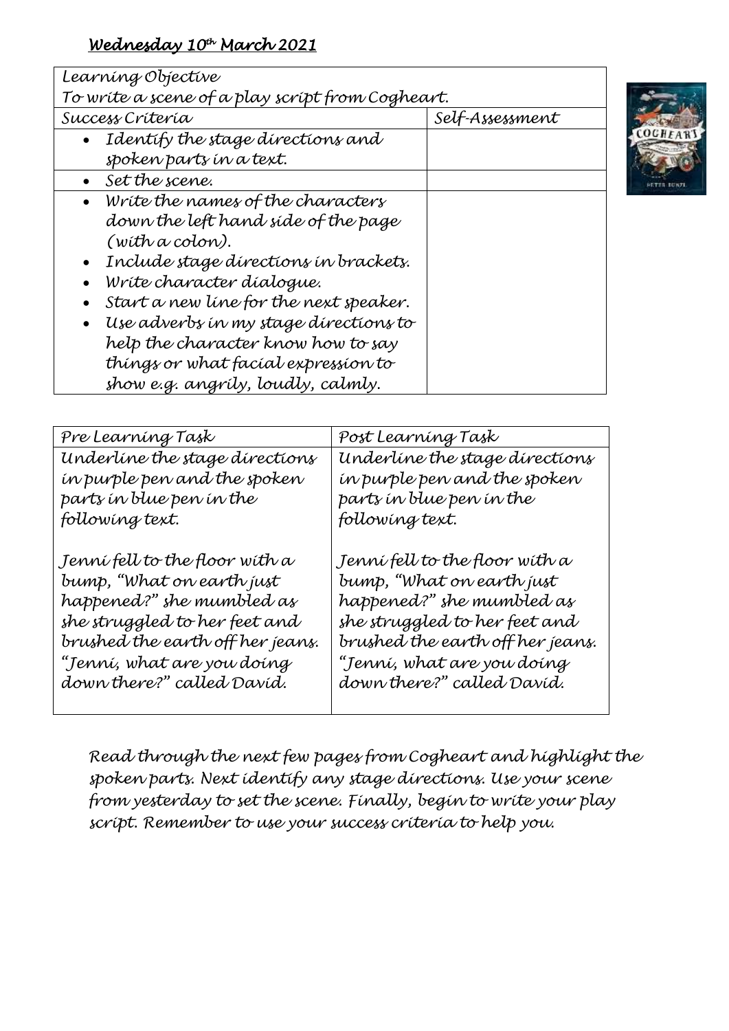***Wednesday 10th March 2021***

| Learning Objective<br>To write a scene of a play script from Cogheart. | |
|---|---|
| Success Criteria | Self-Assessment |
| • Identify the stage directions and spoken parts in a text. | |
| • Set the scene. | |
| • Write the names of the characters down the left hand side of the page (with a colon).<br>• Include stage directions in brackets.<br>• Write character dialogue.<br>• Start a new line for the next speaker.<br>• Use adverbs in my stage directions to help the character know how to say things or what facial expression to show e.g. angrily, loudly, calmly. | |

| Pre Learning Task | Post Learning Task |
|---|---|
| Underline the stage directions in purple pen and the spoken parts in blue pen in the following text.<br><br>Jenni fell to the floor with a bump, "What on earth just happened?" she mumbled as she struggled to her feet and brushed the earth off her jeans. "Jenni, what are you doing down there?" called David. | Underline the stage directions in purple pen and the spoken parts in blue pen in the following text.<br><br>Jenni fell to the floor with a bump, "What on earth just happened?" she mumbled as she struggled to her feet and brushed the earth off her jeans. "Jenni, what are you doing down there?" called David. |

Read through the next few pages from Cogheart and highlight the spoken parts. Next identify any stage directions. Use your scene from yesterday to set the scene. Finally, begin to write your play script. Remember to use your success criteria to help you.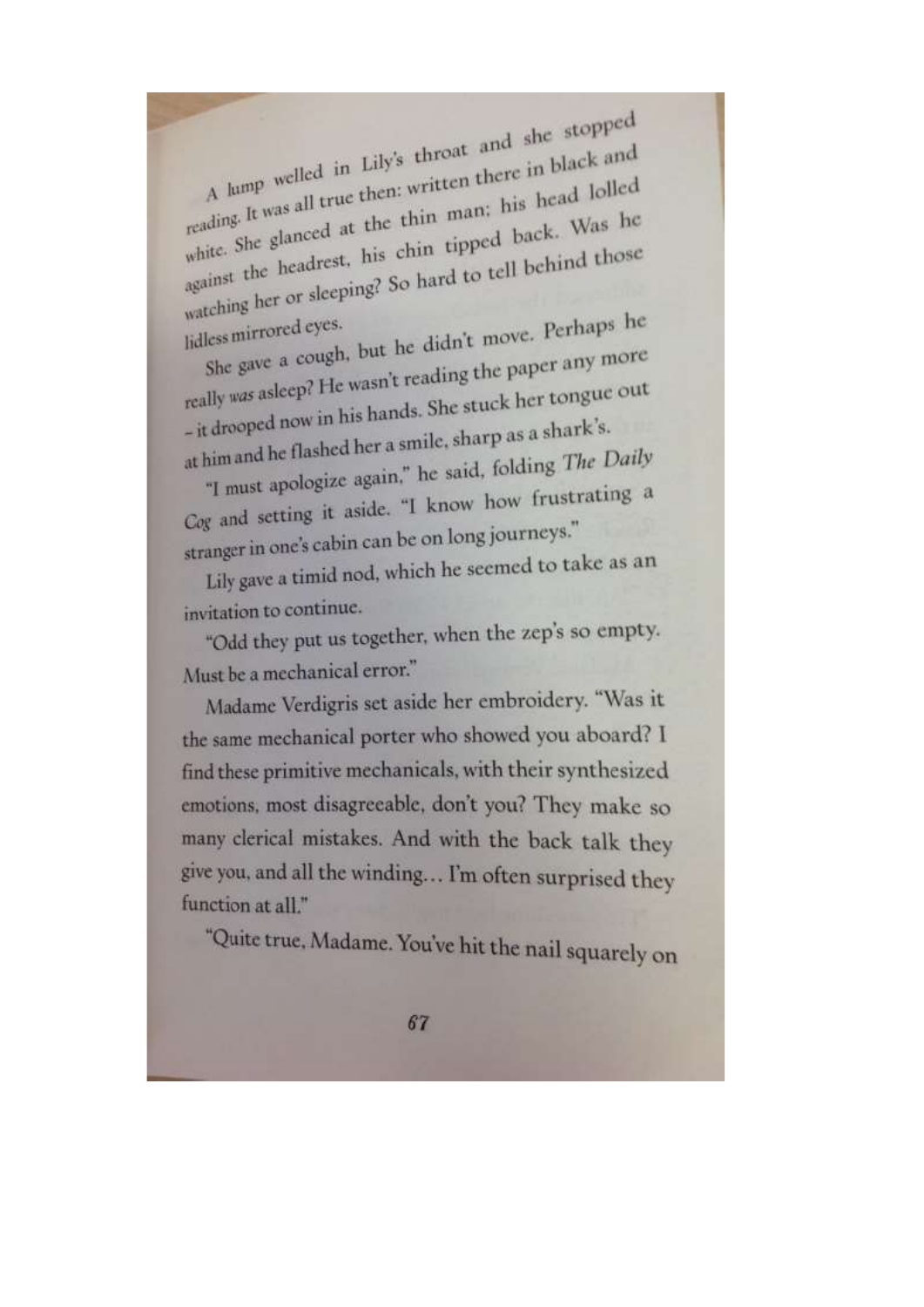A lump welled in Lily's throat and she stopped reading. It was all true then: written there in black and white. She glanced at the thin man; his head lolled against the headrest, his chin tipped back. Was he watching her or sleeping? So hard to tell behind those lidless mirrored eyes.

She gave a cough, but he didn't move. Perhaps he really *was* asleep? He wasn't reading the paper any more – it drooped now in his hands. She stuck her tongue out at him and he flashed her a smile, sharp as a shark's.

"I must apologize again," he said, folding *The Daily Cog* and setting it aside. "I know how frustrating a stranger in one's cabin can be on long journeys."

Lily gave a timid nod, which he seemed to take as an invitation to continue.

"Odd they put us together, when the zep's so empty. Must be a mechanical error."

Madame Verdigris set aside her embroidery. "Was it the same mechanical porter who showed you aboard? I find these primitive mechanicals, with their synthesized emotions, most disagreeable, don't you? They make so many clerical mistakes. And with the back talk they give you, and all the winding… I'm often surprised they function at all."

"Quite true, Madame. You've hit the nail squarely on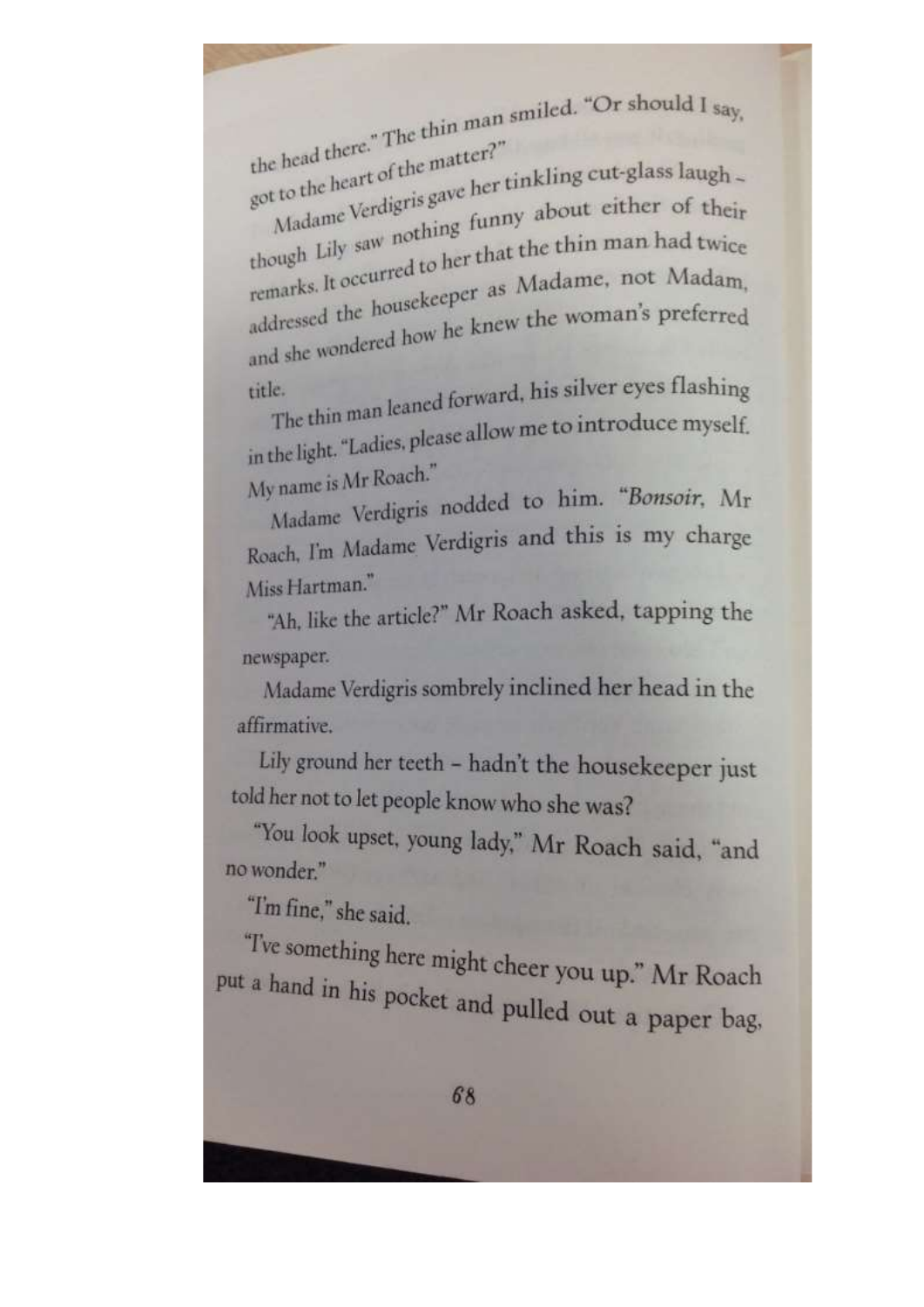the head there." The thin man smiled. "Or should I say, got to the heart of the matter?"

Madame Verdigris gave her tinkling cut-glass laugh – though Lily saw nothing funny about either of their remarks. It occurred to her that the thin man had twice addressed the housekeeper as Madame, not Madam, and she wondered how he knew the woman's preferred title.

The thin man leaned forward, his silver eyes flashing in the light. "Ladies, please allow me to introduce myself. My name is Mr Roach."

Madame Verdigris nodded to him. "*Bonsoir*, Mr Roach, I'm Madame Verdigris and this is my charge Miss Hartman."

"Ah, like the article?" Mr Roach asked, tapping the newspaper.

Madame Verdigris sombrely inclined her head in the affirmative.

Lily ground her teeth – hadn't the housekeeper just told her not to let people know who she was?

"You look upset, young lady," Mr Roach said, "and no wonder."

"I'm fine," she said.

"I've something here might cheer you up." Mr Roach put a hand in his pocket and pulled out a paper bag,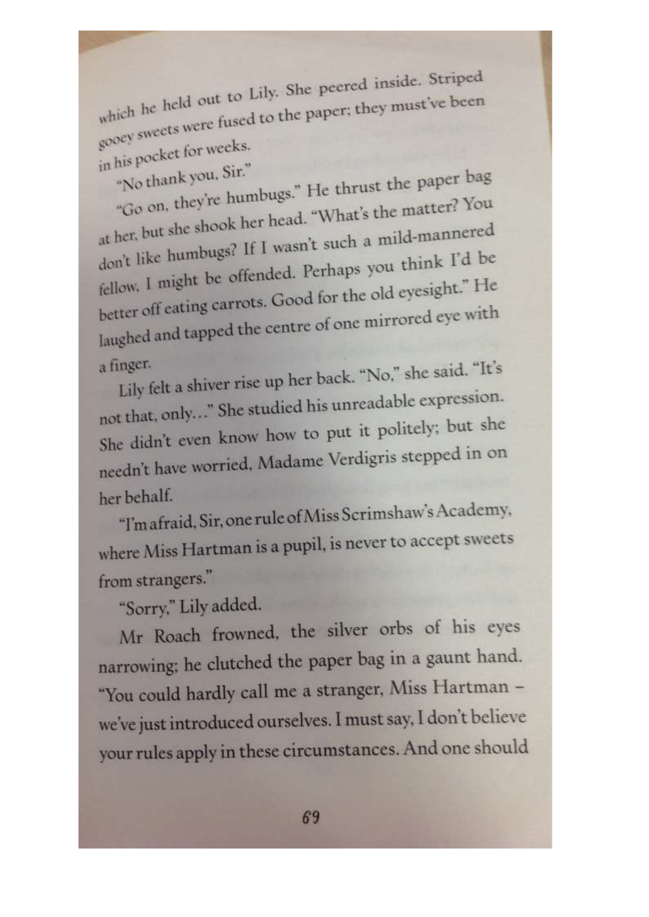which he held out to Lily. She peered inside. Striped gooey sweets were fused to the paper; they must've been in his pocket for weeks.

"No thank you, Sir."

"Go on, they're humbugs." He thrust the paper bag at her, but she shook her head. "What's the matter? You don't like humbugs? If I wasn't such a mild-mannered fellow, I might be offended. Perhaps you think I'd be better off eating carrots. Good for the old eyesight." He laughed and tapped the centre of one mirrored eye with a finger.

Lily felt a shiver rise up her back. "No," she said. "It's not that, only…" She studied his unreadable expression. She didn't even know how to put it politely; but she needn't have worried, Madame Verdigris stepped in on her behalf.

"I'm afraid, Sir, one rule of Miss Scrimshaw's Academy, where Miss Hartman is a pupil, is never to accept sweets from strangers."

"Sorry," Lily added.

Mr Roach frowned, the silver orbs of his eyes narrowing; he clutched the paper bag in a gaunt hand. "You could hardly call me a stranger, Miss Hartman – we've just introduced ourselves. I must say, I don't believe your rules apply in these circumstances. And one should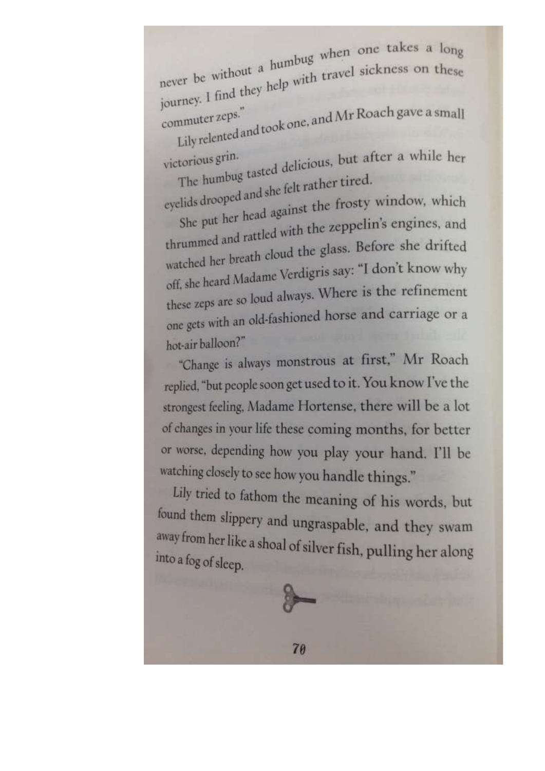never be without a humbug when one takes a long journey. I find they help with travel sickness on these commuter zeps."

Lily relented and took one, and Mr Roach gave a small victorious grin.

The humbug tasted delicious, but after a while her eyelids drooped and she felt rather tired.

She put her head against the frosty window, which thrummed and rattled with the zeppelin's engines, and watched her breath cloud the glass. Before she drifted off, she heard Madame Verdigris say: "I don't know why these zeps are so loud always. Where is the refinement one gets with an old-fashioned horse and carriage or a hot-air balloon?"

"Change is always monstrous at first," Mr Roach replied, "but people soon get used to it. You know I've the strongest feeling, Madame Hortense, there will be a lot of changes in your life these coming months, for better or worse, depending how you play your hand. I'll be watching closely to see how you handle things."

Lily tried to fathom the meaning of his words, but found them slippery and ungraspable, and they swam away from her like a shoal of silver fish, pulling her along into a fog of sleep.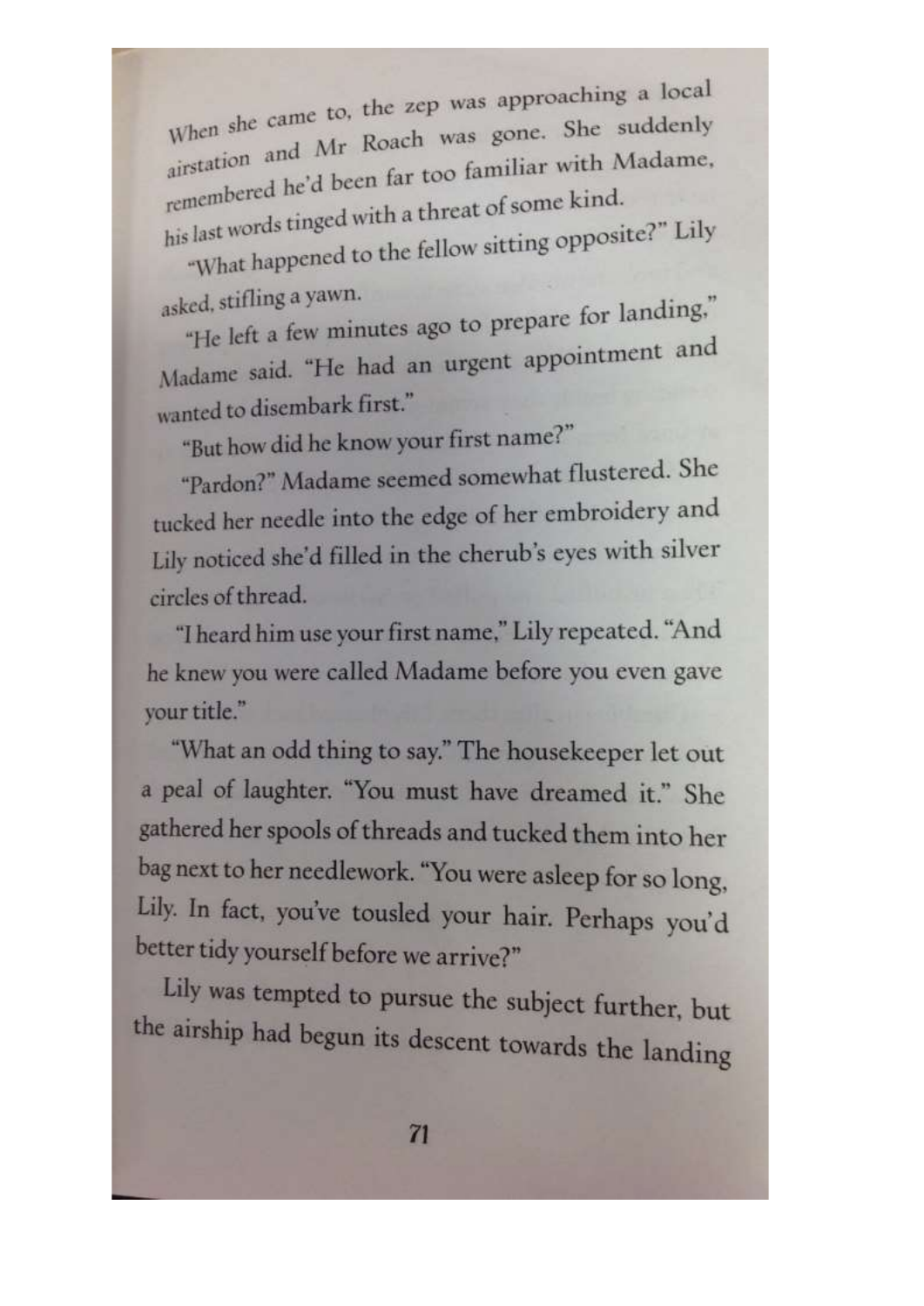When she came to, the zep was approaching a local airstation and Mr Roach was gone. She suddenly remembered he'd been far too familiar with Madame, his last words tinged with a threat of some kind.

"What happened to the fellow sitting opposite?" Lily asked, stifling a yawn.

"He left a few minutes ago to prepare for landing," Madame said. "He had an urgent appointment and wanted to disembark first."

"But how did he know your first name?"

"Pardon?" Madame seemed somewhat flustered. She tucked her needle into the edge of her embroidery and Lily noticed she'd filled in the cherub's eyes with silver circles of thread.

"I heard him use your first name," Lily repeated. "And he knew you were called Madame before you even gave your title."

"What an odd thing to say." The housekeeper let out a peal of laughter. "You must have dreamed it." She gathered her spools of threads and tucked them into her bag next to her needlework. "You were asleep for so long, Lily. In fact, you've tousled your hair. Perhaps you'd better tidy yourself before we arrive?"

Lily was tempted to pursue the subject further, but the airship had begun its descent towards the landing